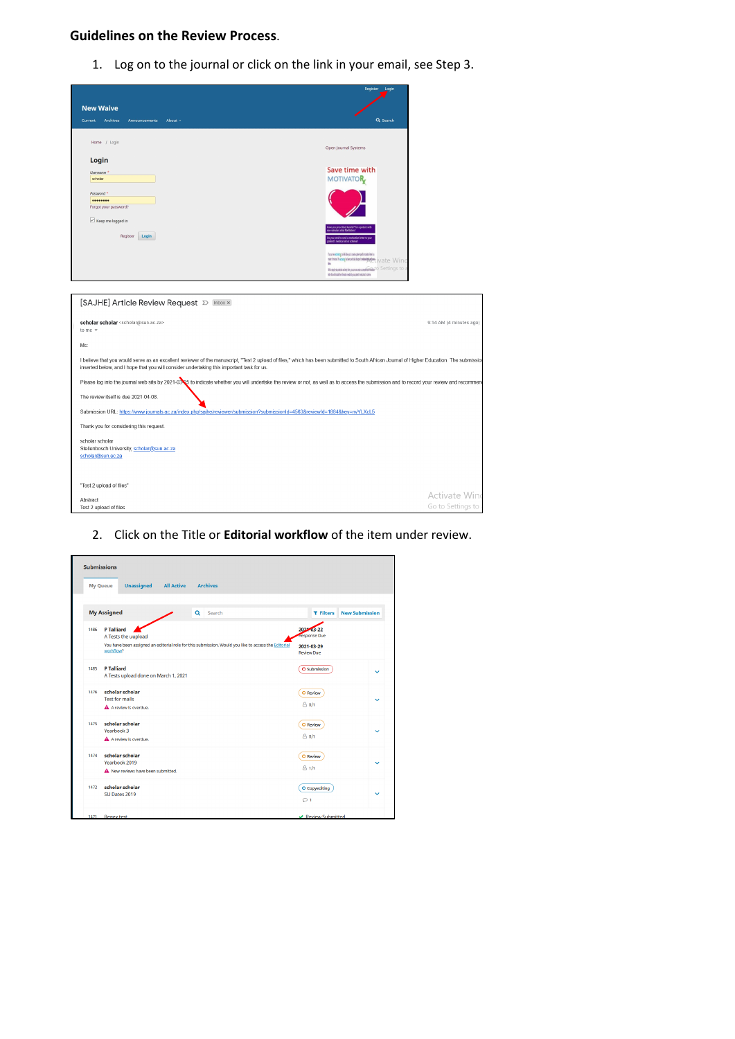**Guidelines on the Review Process**.

1. Log on to the journal or click on the link in your email, see Step 3.

2. Click on the Title or **Editorial workflow** of the item under review.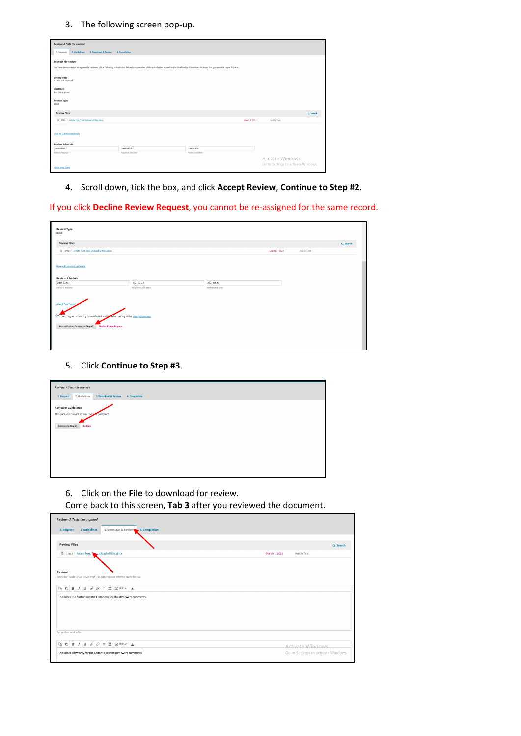3. The following screen pop-up.

4. Scroll down, tick the box, and click **Accept Review**, **Continue to Step #2**.

If you click **Decline Review Request**, you cannot be re-assigned for the same record.

5. Click **Continue to Step #3**.

6. Click on the **File** to download for review.
   Come back to this screen, **Tab 3** after you reviewed the document.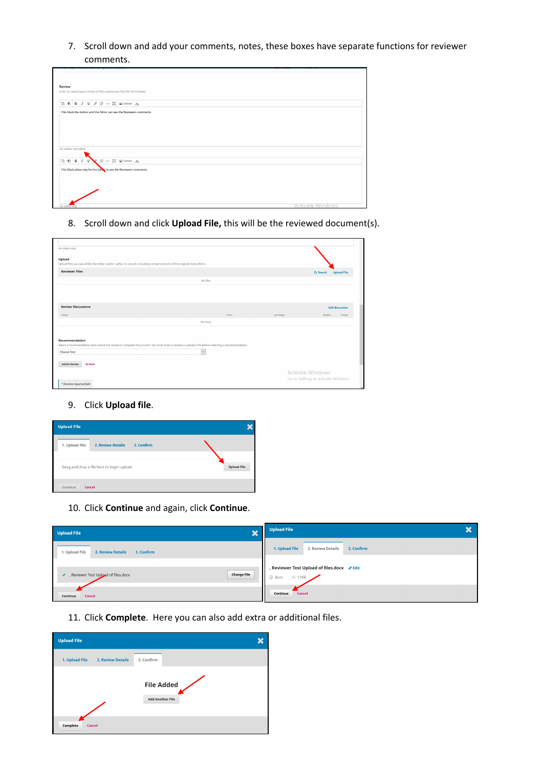7. Scroll down and add your comments, notes, these boxes have separate functions for reviewer comments.

8. Scroll down and click **Upload File,** this will be the reviewed document(s).

9. Click **Upload file**.

10. Click **Continue** and again, click **Continue**.

11. Click **Complete**. Here you can also add extra or additional files.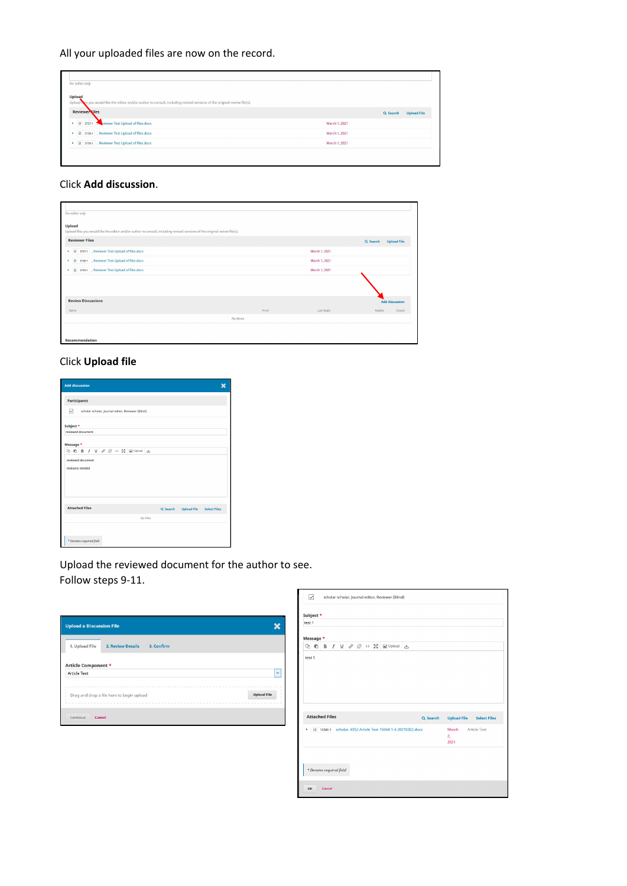All your uploaded files are now on the record.

Click **Add discussion**.

Click **Upload file**

Upload the reviewed document for the author to see.
Follow steps 9-11.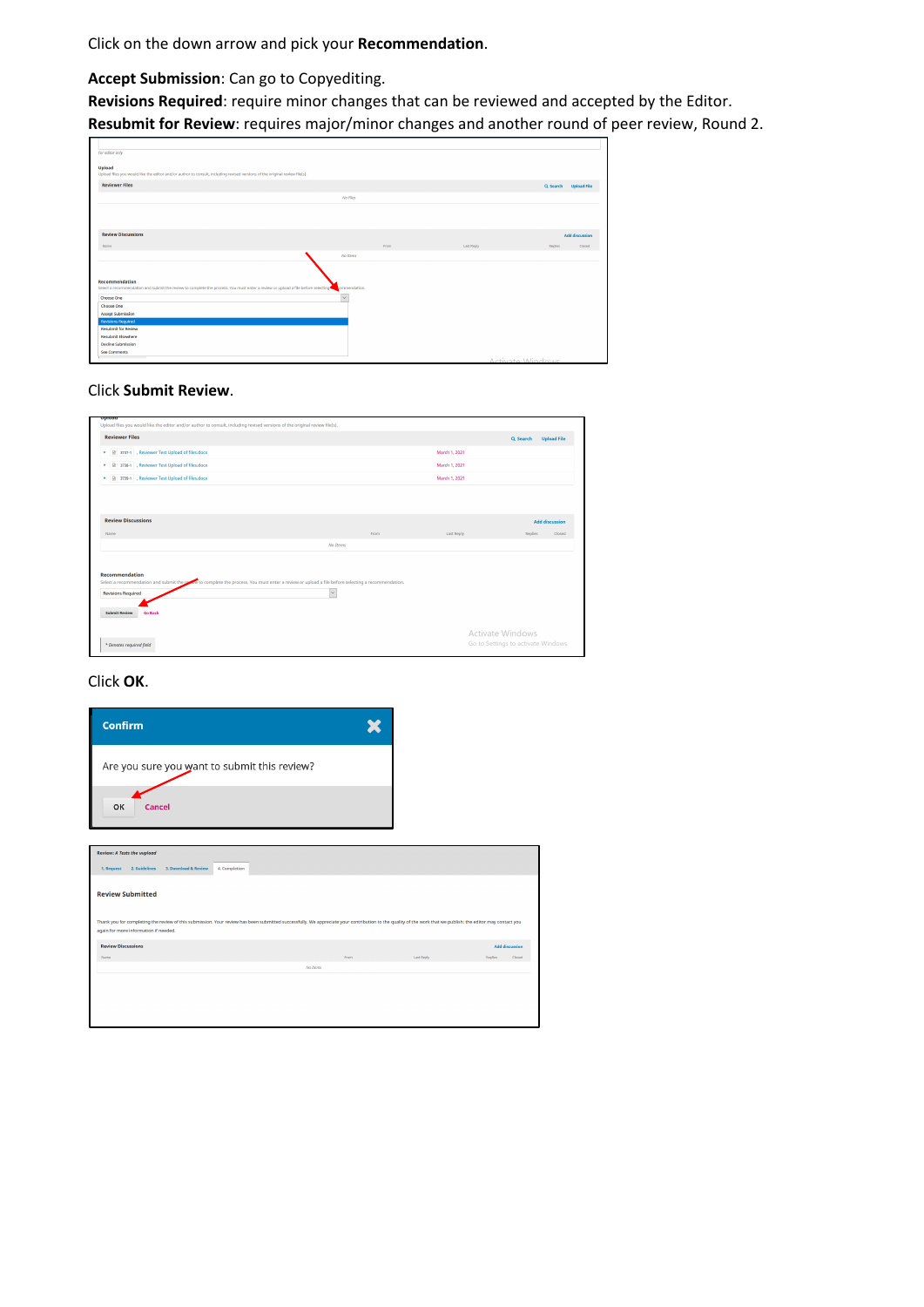Click on the down arrow and pick your **Recommendation**.

**Accept Submission**: Can go to Copyediting.
**Revisions Required**: require minor changes that can be reviewed and accepted by the Editor.
**Resubmit for Review**: requires major/minor changes and another round of peer review, Round 2.

Click **Submit Review**.

Click **OK**.